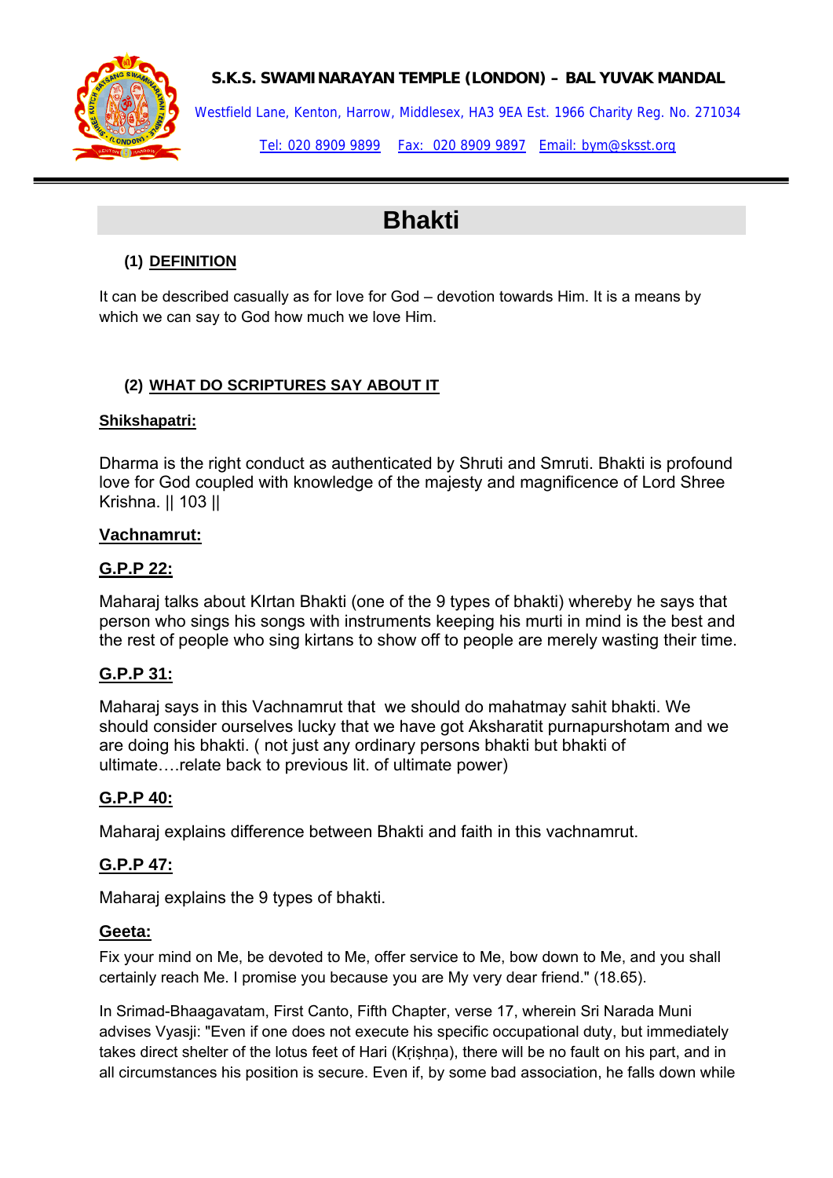**S.K.S. SWAMINARAYAN TEMPLE (LONDON) – BAL YUVAK MANDAL**

Westfield Lane, Kenton, Harrow, Middlesex, HA3 9EA Est. 1966 Charity Reg. No. 271034

Tel: 020 8909 9899 Fax: 020 8909 9897 Email: bym@sksst.org

# Bhakti

## (1) DEFINITION

It can be described casually as for love for God – devotion towards Him. It is a means by which we can say to God how much we love Him.

## (2) WHAT DO SCRIPTURES SAY ABOUT IT

**Shikshapatri:**

Dharma is the right conduct as authenticated by Shruti and Smruti. Bhakti is profound love for God coupled with knowledge of the majesty and magnificence of Lord Shree Krishna. || 103 ||

**Vachnamrut:**

**G.P.P 22:**

Maharaj talks about KIrtan Bhakti (one of the 9 types of bhakti) whereby he says that person who sings his songs with instruments keeping his murti in mind is the best and the rest of people who sing kirtans to show off to people are merely wasting their time.

**G.P.P 31:**

Maharaj says in this Vachnamrut that we should do mahatmay sahit bhakti. We should consider ourselves lucky that we have got Aksharatit purnapurshotam and we are doing his bhakti. ( not just any ordinary persons bhakti but bhakti of ultimate….relate back to previous lit. of ultimate power)

**G.P.P 40:**

Maharaj explains difference between Bhakti and faith in this vachnamrut.

**G.P.P 47:**

Maharaj explains the 9 types of bhakti.

**Geeta:**

Fix your mind on Me, be devoted to Me, offer service to Me, bow down to Me, and you shall certainly reach Me. I promise you because you are My very dear friend." (18.65).

In Srimad-Bhaagavatam, First Canto, Fifth Chapter, verse 17, wherein Sri Narada Muni advises Vyasji: "Even if one does not execute his specific occupational duty, but immediately takes direct shelter of the lotus feet of Hari (Kṛiṣhṇa), there will be no fault on his part, and in all circumstances his position is secure. Even if, by some bad association, he falls down while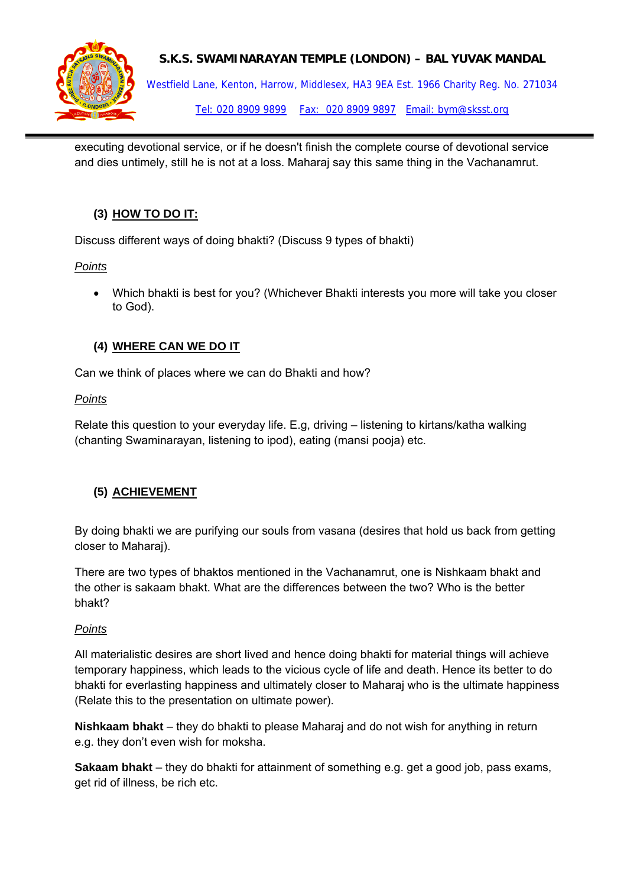executing devotional service, or if he doesn't finish the complete course of devotional service and dies untimely, still he is not at a loss. Maharaj say this same thing in the Vachanamrut.

### (3) HOW TO DO IT:

Discuss different ways of doing bhakti? (Discuss 9 types of bhakti)

*Points*

- Which bhakti is best for you? (Whichever Bhakti interests you more will take you closer to God).

### (4) WHERE CAN WE DO IT

Can we think of places where we can do Bhakti and how?

*Points*

Relate this question to your everyday life. E.g, driving – listening to kirtans/katha walking (chanting Swaminarayan, listening to ipod), eating (mansi pooja) etc.

### (5) ACHIEVEMENT

By doing bhakti we are purifying our souls from vasana (desires that hold us back from getting closer to Maharaj).

There are two types of bhaktos mentioned in the Vachanamrut, one is Nishkaam bhakt and the other is sakaam bhakt. What are the differences between the two? Who is the better bhakt?

*Points*

All materialistic desires are short lived and hence doing bhakti for material things will achieve temporary happiness, which leads to the vicious cycle of life and death. Hence its better to do bhakti for everlasting happiness and ultimately closer to Maharaj who is the ultimate happiness (Relate this to the presentation on ultimate power).

**Nishkaam bhakt** – they do bhakti to please Maharaj and do not wish for anything in return e.g. they don't even wish for moksha.

**Sakaam bhakt** – they do bhakti for attainment of something e.g. get a good job, pass exams, get rid of illness, be rich etc.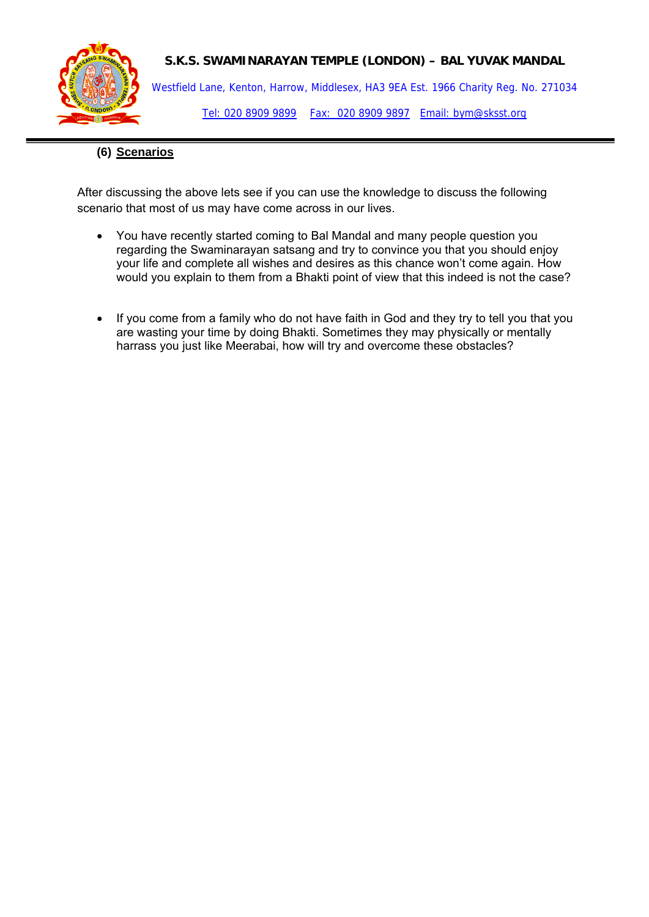### (6) Scenarios

After discussing the above lets see if you can use the knowledge to discuss the following scenario that most of us may have come across in our lives.

- You have recently started coming to Bal Mandal and many people question you regarding the Swaminarayan satsang and try to convince you that you should enjoy your life and complete all wishes and desires as this chance won't come again. How would you explain to them from a Bhakti point of view that this indeed is not the case?

- If you come from a family who do not have faith in God and they try to tell you that you are wasting your time by doing Bhakti. Sometimes they may physically or mentally harrass you just like Meerabai, how will try and overcome these obstacles?